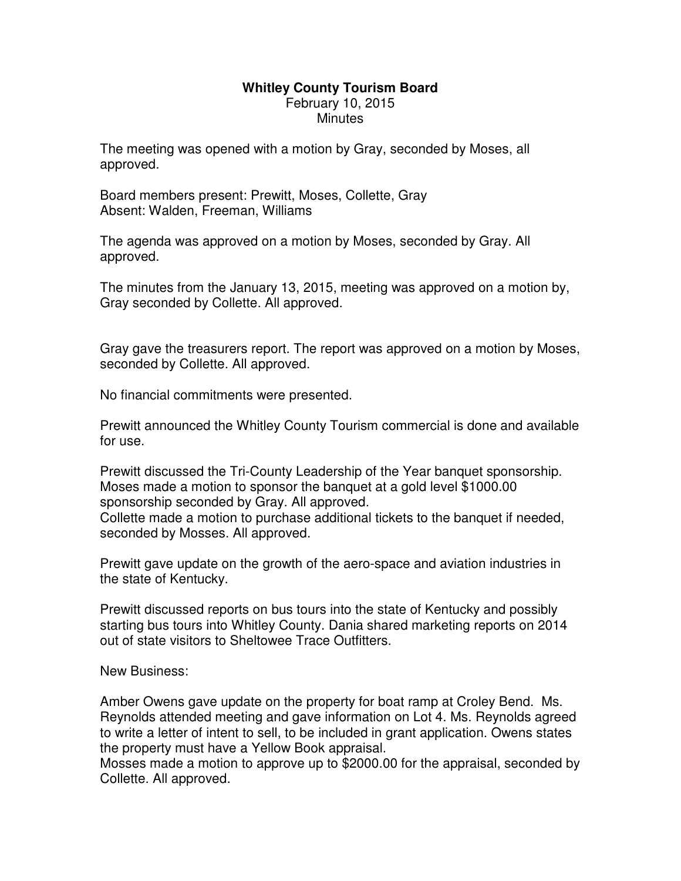**Whitley County Tourism Board**
February 10, 2015
Minutes

The meeting was opened with a motion by Gray, seconded by Moses, all approved.

Board members present: Prewitt, Moses, Collette, Gray
Absent: Walden, Freeman, Williams

The agenda was approved on a motion by Moses, seconded by Gray. All approved.

The minutes from the January 13, 2015, meeting was approved on a motion by, Gray seconded by Collette. All approved.

Gray gave the treasurers report. The report was approved on a motion by Moses, seconded by Collette. All approved.

No financial commitments were presented.

Prewitt announced the Whitley County Tourism commercial is done and available for use.

Prewitt discussed the Tri-County Leadership of the Year banquet sponsorship. Moses made a motion to sponsor the banquet at a gold level $1000.00 sponsorship seconded by Gray. All approved.
Collette made a motion to purchase additional tickets to the banquet if needed, seconded by Mosses. All approved.

Prewitt gave update on the growth of the aero-space and aviation industries in the state of Kentucky.

Prewitt discussed reports on bus tours into the state of Kentucky and possibly starting bus tours into Whitley County. Dania shared marketing reports on 2014 out of state visitors to Sheltowee Trace Outfitters.

New Business:

Amber Owens gave update on the property for boat ramp at Croley Bend. Ms. Reynolds attended meeting and gave information on Lot 4. Ms. Reynolds agreed to write a letter of intent to sell, to be included in grant application. Owens states the property must have a Yellow Book appraisal.
Mosses made a motion to approve up to $2000.00 for the appraisal, seconded by Collette. All approved.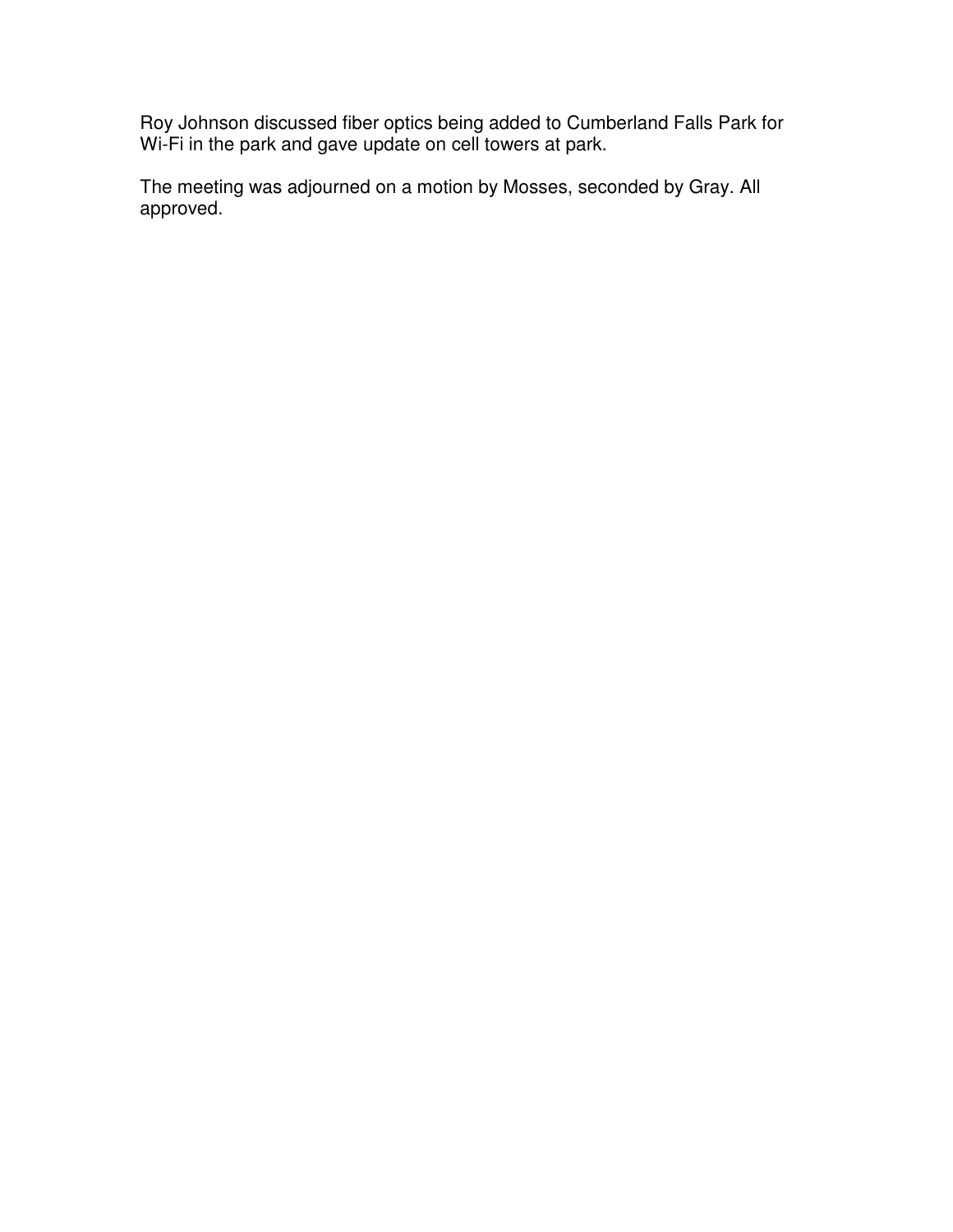Roy Johnson discussed fiber optics being added to Cumberland Falls Park for Wi-Fi in the park and gave update on cell towers at park.

The meeting was adjourned on a motion by Mosses, seconded by Gray. All approved.